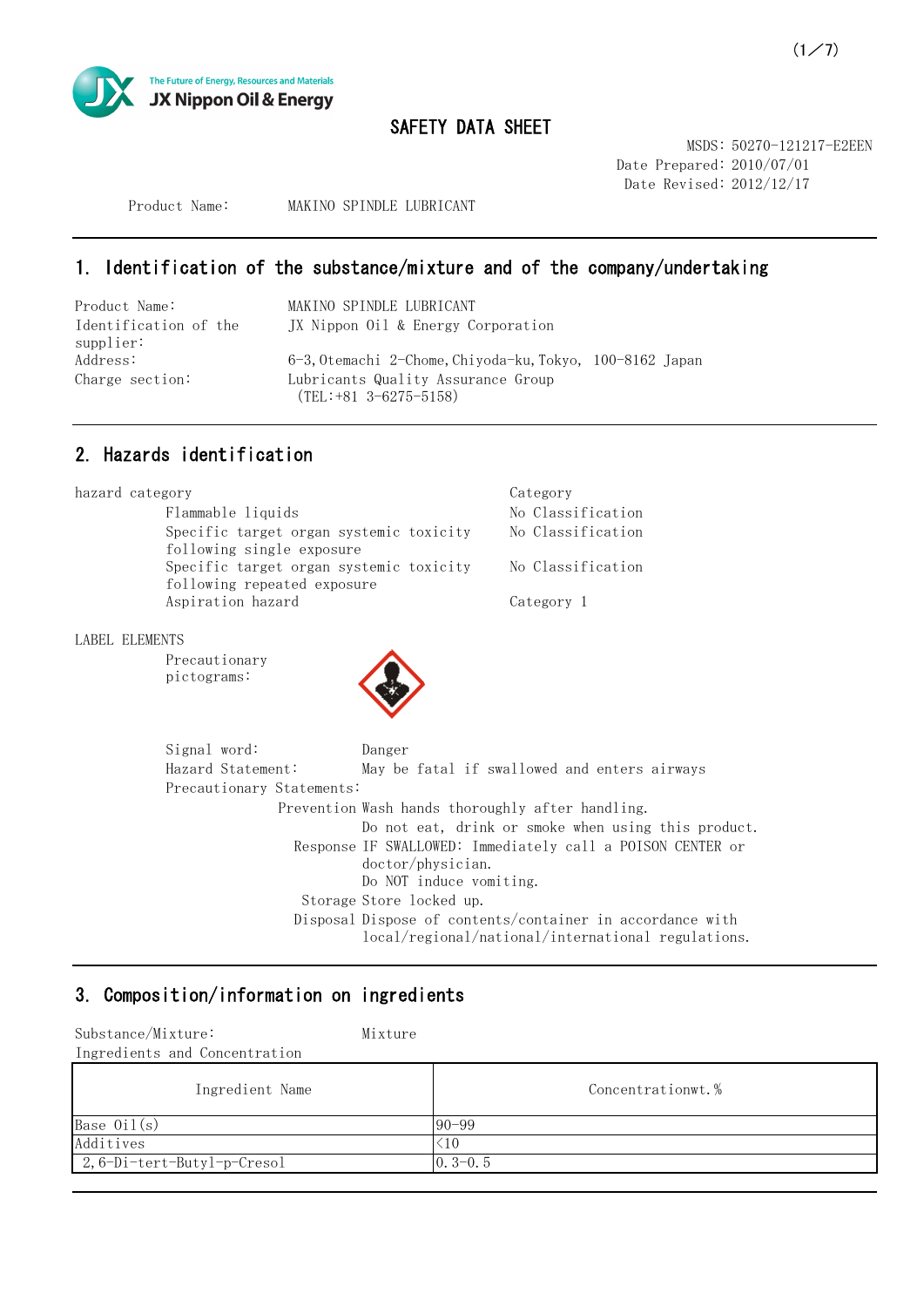JX Nippon Oil & Energy
The Future of Energy, Resources and Materials

# SAFETY DATA SHEET

MSDS: 50270-121217-E2EEN
Date Prepared: 2010/07/01
Date Revised: 2012/12/17

Product Name: MAKINO SPINDLE LUBRICANT

## 1. Identification of the substance/mixture and of the company/undertaking

| | |
|---|---|
| Product Name: | MAKINO SPINDLE LUBRICANT |
| Identification of the supplier: | JX Nippon Oil & Energy Corporation |
| Address: | 6-3, Otemachi 2-Chome, Chiyoda-ku, Tokyo, 100-8162 Japan |
| Charge section: | Lubricants Quality Assurance Group (TEL:+81 3-6275-5158) |

## 2. Hazards identification

| hazard category | Category |
|---|---|
| Flammable liquids | No Classification |
| Specific target organ systemic toxicity following single exposure | No Classification |
| Specific target organ systemic toxicity following repeated exposure | No Classification |
| Aspiration hazard | Category 1 |

LABEL ELEMENTS

Precautionary pictograms:

Signal word: Danger

Hazard Statement: May be fatal if swallowed and enters airways

Precautionary Statements:

- Prevention: Wash hands thoroughly after handling.
  Do not eat, drink or smoke when using this product.
- Response: IF SWALLOWED: Immediately call a POISON CENTER or doctor/physician.
  Do NOT induce vomiting.
- Storage: Store locked up.
- Disposal: Dispose of contents/container in accordance with local/regional/national/international regulations.

## 3. Composition/information on ingredients

Substance/Mixture: Mixture

Ingredients and Concentration

| Ingredient Name | Concentrationwt.% |
|---|---|
| Base Oil(s) | 90-99 |
| Additives | <10 |
| 2,6-Di-tert-Butyl-p-Cresol | 0.3-0.5 |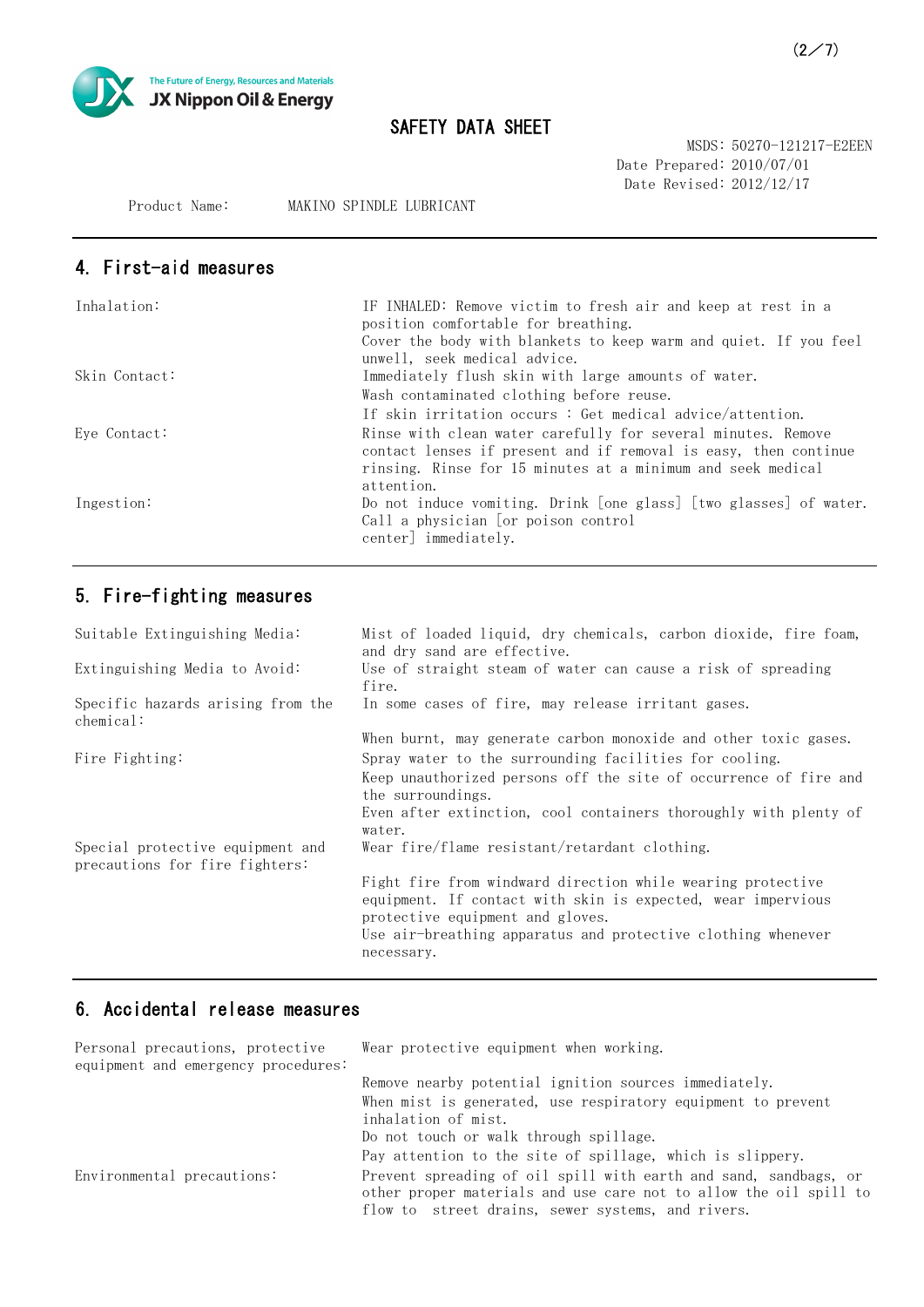SAFETY DATA SHEET

MSDS: 50270-121217-E2EEN
Date Prepared: 2010/07/01
Date Revised: 2012/12/17

Product Name: MAKINO SPINDLE LUBRICANT

## 4. First-aid measures

| | |
|---|---|
| Inhalation: | IF INHALED: Remove victim to fresh air and keep at rest in a position comfortable for breathing.<br>Cover the body with blankets to keep warm and quiet. If you feel unwell, seek medical advice. |
| Skin Contact: | Immediately flush skin with large amounts of water.<br>Wash contaminated clothing before reuse.<br>If skin irritation occurs : Get medical advice/attention. |
| Eye Contact: | Rinse with clean water carefully for several minutes. Remove contact lenses if present and if removal is easy, then continue rinsing. Rinse for 15 minutes at a minimum and seek medical attention. |
| Ingestion: | Do not induce vomiting. Drink [one glass] [two glasses] of water. Call a physician [or poison control center] immediately. |

## 5. Fire-fighting measures

| | |
|---|---|
| Suitable Extinguishing Media: | Mist of loaded liquid, dry chemicals, carbon dioxide, fire foam, and dry sand are effective. |
| Extinguishing Media to Avoid: | Use of straight steam of water can cause a risk of spreading fire. |
| Specific hazards arising from the chemical: | In some cases of fire, may release irritant gases.<br>When burnt, may generate carbon monoxide and other toxic gases. |
| Fire Fighting: | Spray water to the surrounding facilities for cooling.<br>Keep unauthorized persons off the site of occurrence of fire and the surroundings.<br>Even after extinction, cool containers thoroughly with plenty of water. |
| Special protective equipment and precautions for fire fighters: | Wear fire/flame resistant/retardant clothing.<br>Fight fire from windward direction while wearing protective equipment. If contact with skin is expected, wear impervious protective equipment and gloves.<br>Use air-breathing apparatus and protective clothing whenever necessary. |

## 6. Accidental release measures

| | |
|---|---|
| Personal precautions, protective equipment and emergency procedures: | Wear protective equipment when working.<br>Remove nearby potential ignition sources immediately.<br>When mist is generated, use respiratory equipment to prevent inhalation of mist.<br>Do not touch or walk through spillage.<br>Pay attention to the site of spillage, which is slippery. |
| Environmental precautions: | Prevent spreading of oil spill with earth and sand, sandbags, or other proper materials and use care not to allow the oil spill to flow to street drains, sewer systems, and rivers. |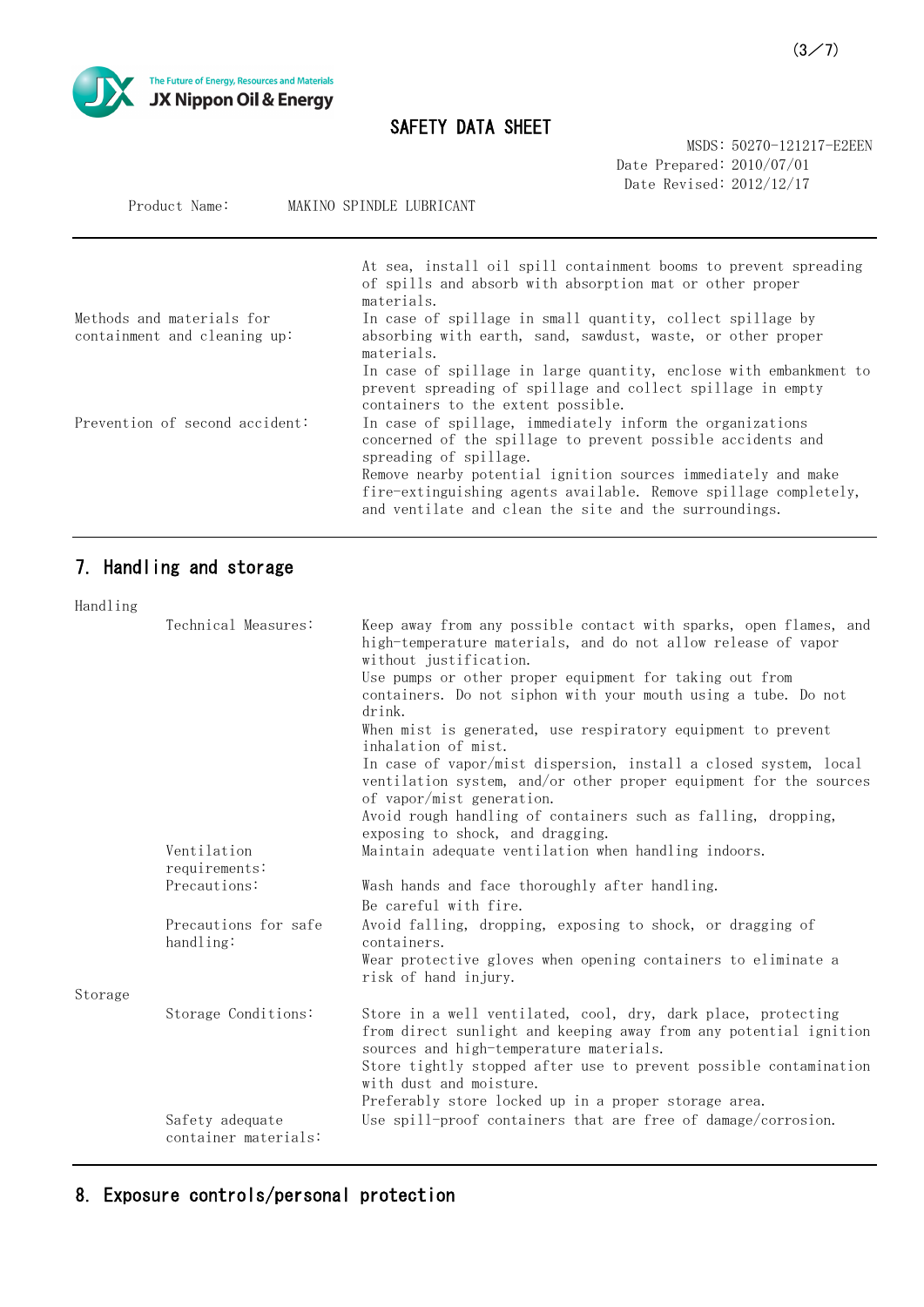| | |
|---|---|
| Methods and materials for containment and cleaning up: | At sea, install oil spill containment booms to prevent spreading of spills and absorb with absorption mat or other proper materials.<br>In case of spillage in small quantity, collect spillage by absorbing with earth, sand, sawdust, waste, or other proper materials.<br>In case of spillage in large quantity, enclose with embankment to prevent spreading of spillage and collect spillage in empty containers to the extent possible. |
| Prevention of second accident: | In case of spillage, immediately inform the organizations concerned of the spillage to prevent possible accidents and spreading of spillage.<br>Remove nearby potential ignition sources immediately and make fire-extinguishing agents available. Remove spillage completely, and ventilate and clean the site and the surroundings. |

## 7. Handling and storage

**Handling**

| | |
|---|---|
| Technical Measures: | Keep away from any possible contact with sparks, open flames, and high-temperature materials, and do not allow release of vapor without justification.<br>Use pumps or other proper equipment for taking out from containers. Do not siphon with your mouth using a tube. Do not drink.<br>When mist is generated, use respiratory equipment to prevent inhalation of mist.<br>In case of vapor/mist dispersion, install a closed system, local ventilation system, and/or other proper equipment for the sources of vapor/mist generation.<br>Avoid rough handling of containers such as falling, dropping, exposing to shock, and dragging. |
| Ventilation requirements: | Maintain adequate ventilation when handling indoors. |
| Precautions: | Wash hands and face thoroughly after handling.<br>Be careful with fire. |
| Precautions for safe handling: | Avoid falling, dropping, exposing to shock, or dragging of containers.<br>Wear protective gloves when opening containers to eliminate a risk of hand injury. |

**Storage**

| | |
|---|---|
| Storage Conditions: | Store in a well ventilated, cool, dry, dark place, protecting from direct sunlight and keeping away from any potential ignition sources and high-temperature materials.<br>Store tightly stopped after use to prevent possible contamination with dust and moisture.<br>Preferably store locked up in a proper storage area. |
| Safety adequate container materials: | Use spill-proof containers that are free of damage/corrosion. |

## 8. Exposure controls/personal protection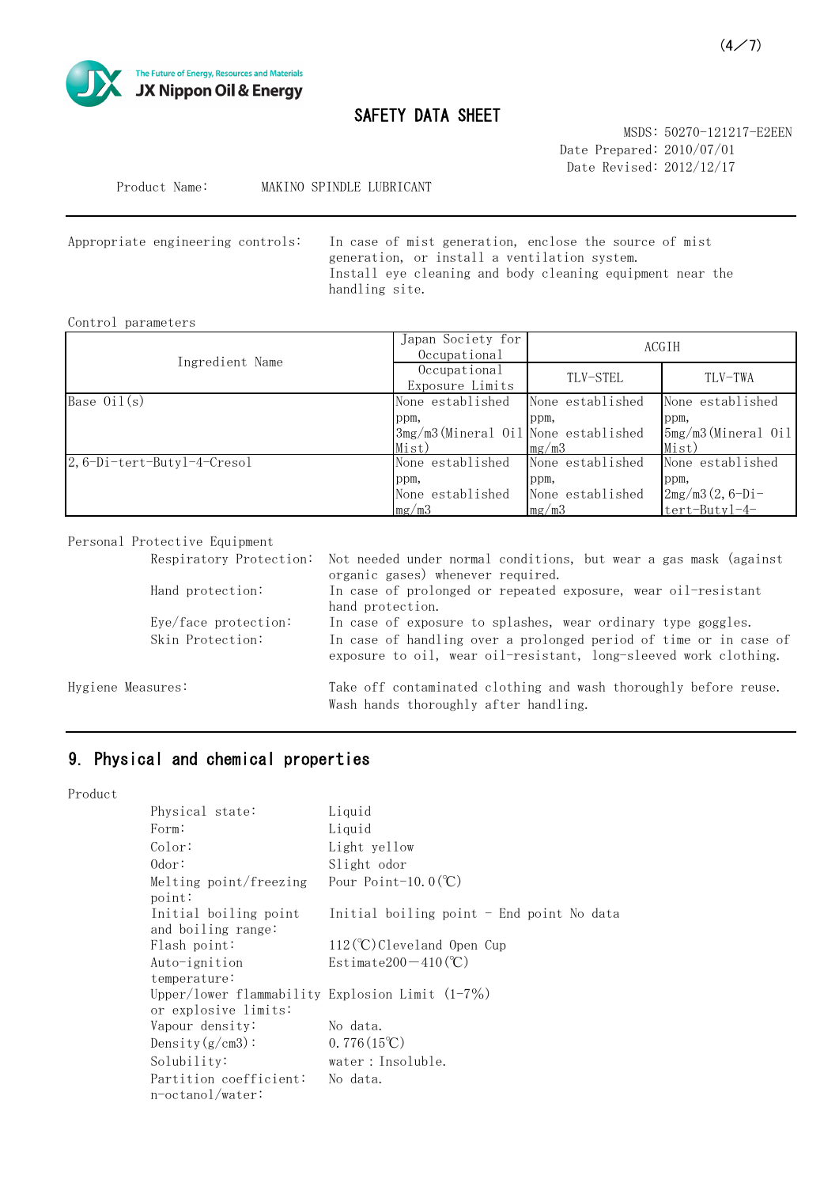SAFETY DATA SHEET

MSDS: 50270-121217-E2EEN
Date Prepared: 2010/07/01
Date Revised: 2012/12/17

Product Name: MAKINO SPINDLE LUBRICANT

Appropriate engineering controls: In case of mist generation, enclose the source of mist generation, or install a ventilation system. Install eye cleaning and body cleaning equipment near the handling site.

Control parameters

| Ingredient Name | Japan Society for Occupational Occupational Exposure Limits | ACGIH | |
|---|---|---|---|
| | | TLV-STEL | TLV-TWA |
| Base Oil(s) | None established ppm, 3mg/m3(Mineral Oil Mist) | None established ppm, None established mg/m3 | None established ppm, 5mg/m3(Mineral Oil Mist) |
| 2,6-Di-tert-Butyl-4-Cresol | None established ppm, None established mg/m3 | None established ppm, None established mg/m3 | None established ppm, 2mg/m3(2,6-Di-tert-Butyl-4- |

Personal Protective Equipment

- Respiratory Protection: Not needed under normal conditions, but wear a gas mask (against organic gases) whenever required.
- Hand protection: In case of prolonged or repeated exposure, wear oil-resistant hand protection.
- Eye/face protection: In case of exposure to splashes, wear ordinary type goggles.
- Skin Protection: In case of handling over a prolonged period of time or in case of exposure to oil, wear oil-resistant, long-sleeved work clothing.

Hygiene Measures: Take off contaminated clothing and wash thoroughly before reuse. Wash hands thoroughly after handling.

## 9. Physical and chemical properties

Product

- Physical state: Liquid
- Form: Liquid
- Color: Light yellow
- Odor: Slight odor
- Melting point/freezing point: Pour Point-10.0(℃)
- Initial boiling point and boiling range: Initial boiling point - End point No data
- Flash point: 112(℃)Cleveland Open Cup
- Auto-ignition temperature: Estimate200－410(℃)
- Upper/lower flammability or explosive limits: Explosion Limit (1-7%)
- Vapour density: No data.
- Density(g/cm3): 0.776(15℃)
- Solubility: water : Insoluble.
- Partition coefficient: n-octanol/water: No data.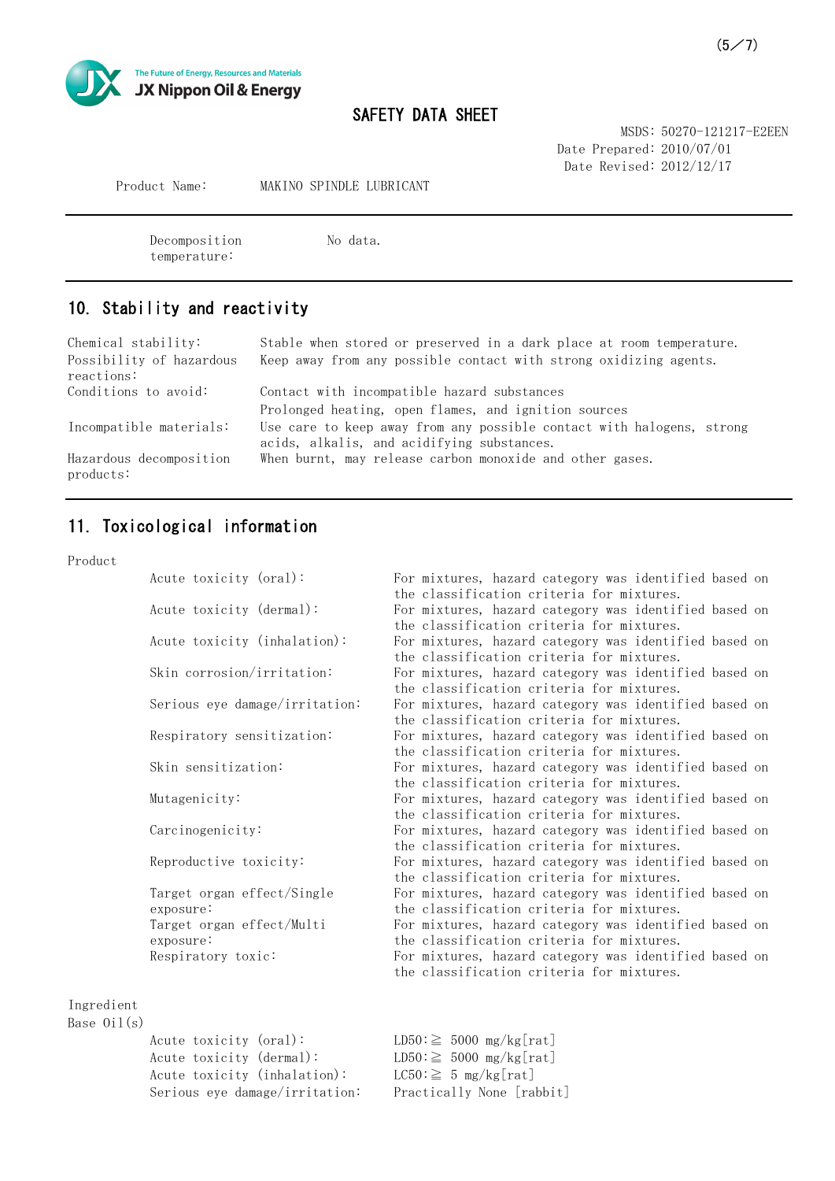| | |
|---|---|
| Decomposition temperature: | No data. |

## 10. Stability and reactivity

| | |
|---|---|
| Chemical stability: | Stable when stored or preserved in a dark place at room temperature. |
| Possibility of hazardous reactions: | Keep away from any possible contact with strong oxidizing agents. |
| Conditions to avoid: | Contact with incompatible hazard substances<br>Prolonged heating, open flames, and ignition sources |
| Incompatible materials: | Use care to keep away from any possible contact with halogens, strong acids, alkalis, and acidifying substances. |
| Hazardous decomposition products: | When burnt, may release carbon monoxide and other gases. |

## 11. Toxicological information

Product

| | |
|---|---|
| Acute toxicity (oral): | For mixtures, hazard category was identified based on the classification criteria for mixtures. |
| Acute toxicity (dermal): | For mixtures, hazard category was identified based on the classification criteria for mixtures. |
| Acute toxicity (inhalation): | For mixtures, hazard category was identified based on the classification criteria for mixtures. |
| Skin corrosion/irritation: | For mixtures, hazard category was identified based on the classification criteria for mixtures. |
| Serious eye damage/irritation: | For mixtures, hazard category was identified based on the classification criteria for mixtures. |
| Respiratory sensitization: | For mixtures, hazard category was identified based on the classification criteria for mixtures. |
| Skin sensitization: | For mixtures, hazard category was identified based on the classification criteria for mixtures. |
| Mutagenicity: | For mixtures, hazard category was identified based on the classification criteria for mixtures. |
| Carcinogenicity: | For mixtures, hazard category was identified based on the classification criteria for mixtures. |
| Reproductive toxicity: | For mixtures, hazard category was identified based on the classification criteria for mixtures. |
| Target organ effect/Single exposure: | For mixtures, hazard category was identified based on the classification criteria for mixtures. |
| Target organ effect/Multi exposure: | For mixtures, hazard category was identified based on the classification criteria for mixtures. |
| Respiratory toxic: | For mixtures, hazard category was identified based on the classification criteria for mixtures. |

Ingredient
Base Oil(s)

| | |
|---|---|
| Acute toxicity (oral): | LD50:≧ 5000 mg/kg[rat] |
| Acute toxicity (dermal): | LD50:≧ 5000 mg/kg[rat] |
| Acute toxicity (inhalation): | LC50:≧ 5 mg/kg[rat] |
| Serious eye damage/irritation: | Practically None [rabbit] |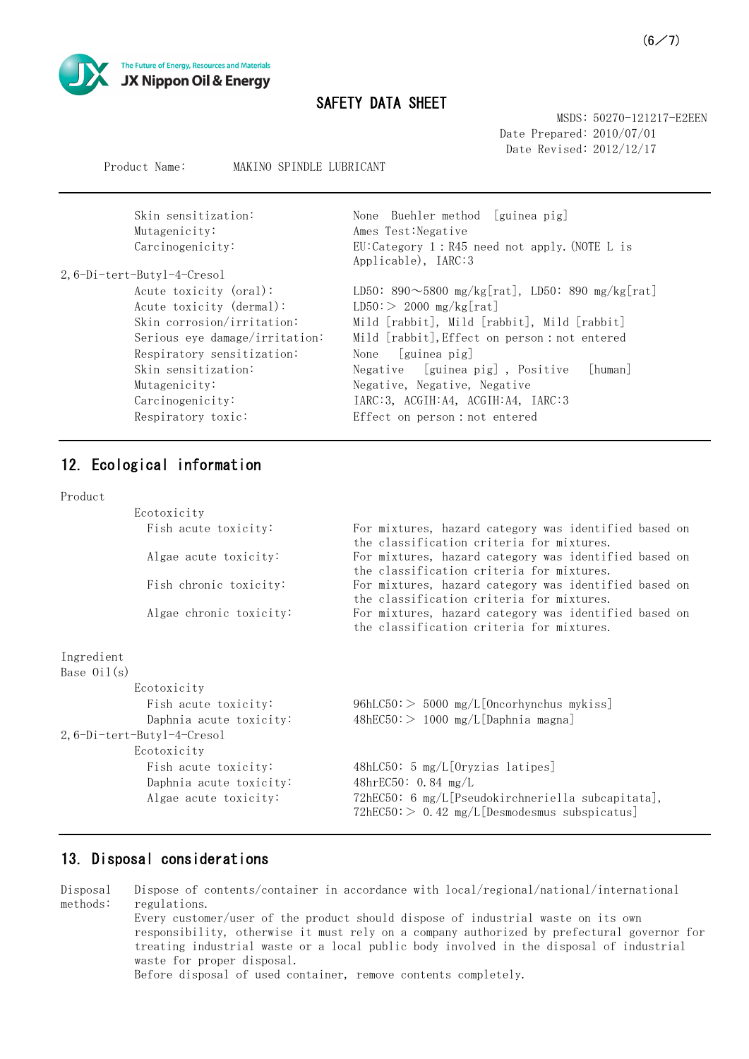| | |
|---|---|
| Skin sensitization: | None Buehler method [guinea pig] |
| Mutagenicity: | Ames Test:Negative |
| Carcinogenicity: | EU:Category 1：R45 need not apply.(NOTE L is Applicable), IARC:3 |

2,6-Di-tert-Butyl-4-Cresol

| | |
|---|---|
| Acute toxicity (oral): | LD50: 890～5800 mg/kg[rat], LD50: 890 mg/kg[rat] |
| Acute toxicity (dermal): | LD50:＞ 2000 mg/kg[rat] |
| Skin corrosion/irritation: | Mild [rabbit], Mild [rabbit], Mild [rabbit] |
| Serious eye damage/irritation: | Mild [rabbit],Effect on person：not entered |
| Respiratory sensitization: | None [guinea pig] |
| Skin sensitization: | Negative [guinea pig] , Positive [human] |
| Mutagenicity: | Negative, Negative, Negative |
| Carcinogenicity: | IARC:3, ACGIH:A4, ACGIH:A4, IARC:3 |
| Respiratory toxic: | Effect on person：not entered |

## 12. Ecological information

Product

Ecotoxicity

| | |
|---|---|
| Fish acute toxicity: | For mixtures, hazard category was identified based on the classification criteria for mixtures. |
| Algae acute toxicity: | For mixtures, hazard category was identified based on the classification criteria for mixtures. |
| Fish chronic toxicity: | For mixtures, hazard category was identified based on the classification criteria for mixtures. |
| Algae chronic toxicity: | For mixtures, hazard category was identified based on the classification criteria for mixtures. |

Ingredient

Base Oil(s)

Ecotoxicity

| | |
|---|---|
| Fish acute toxicity: | 96hLC50:＞ 5000 mg/L[Oncorhynchus mykiss] |
| Daphnia acute toxicity: | 48hEC50:＞ 1000 mg/L[Daphnia magna] |

2,6-Di-tert-Butyl-4-Cresol

Ecotoxicity

| | |
|---|---|
| Fish acute toxicity: | 48hLC50: 5 mg/L[Oryzias latipes] |
| Daphnia acute toxicity: | 48hrEC50: 0.84 mg/L |
| Algae acute toxicity: | 72hEC50: 6 mg/L[Pseudokirchneriella subcapitata], 72hEC50:＞ 0.42 mg/L[Desmodesmus subspicatus] |

## 13. Disposal considerations

Disposal methods:

Dispose of contents/container in accordance with local/regional/national/international regulations.

Every customer/user of the product should dispose of industrial waste on its own responsibility, otherwise it must rely on a company authorized by prefectural governor for treating industrial waste or a local public body involved in the disposal of industrial waste for proper disposal.

Before disposal of used container, remove contents completely.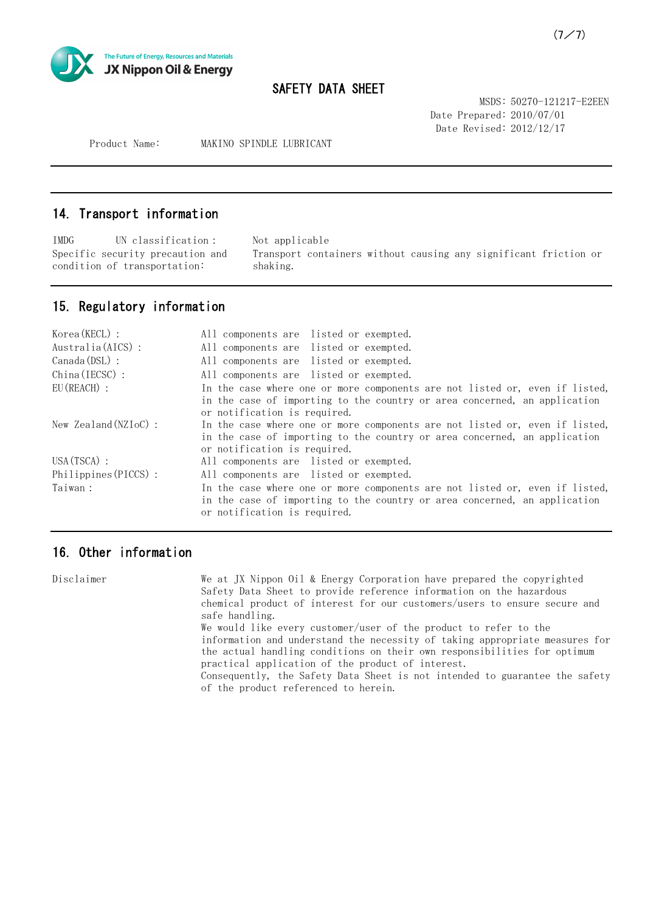SAFETY DATA SHEET

MSDS: 50270-121217-E2EEN
Date Prepared: 2010/07/01
Date Revised: 2012/12/17

Product Name: MAKINO SPINDLE LUBRICANT

## 14. Transport information

| | |
|---|---|
| IMDG UN classification : | Not applicable |
| Specific security precaution and condition of transportation: | Transport containers without causing any significant friction or shaking. |

## 15. Regulatory information

| | |
|---|---|
| Korea(KECL) : | All components are listed or exempted. |
| Australia(AICS) : | All components are listed or exempted. |
| Canada(DSL) : | All components are listed or exempted. |
| China(IECSC) : | All components are listed or exempted. |
| EU(REACH) : | In the case where one or more components are not listed or, even if listed, in the case of importing to the country or area concerned, an application or notification is required. |
| New Zealand(NZIoC) : | In the case where one or more components are not listed or, even if listed, in the case of importing to the country or area concerned, an application or notification is required. |
| USA(TSCA) : | All components are listed or exempted. |
| Philippines(PICCS) : | All components are listed or exempted. |
| Taiwan : | In the case where one or more components are not listed or, even if listed, in the case of importing to the country or area concerned, an application or notification is required. |

## 16. Other information

Disclaimer

We at JX Nippon Oil & Energy Corporation have prepared the copyrighted Safety Data Sheet to provide reference information on the hazardous chemical product of interest for our customers/users to ensure secure and safe handling.
We would like every customer/user of the product to refer to the information and understand the necessity of taking appropriate measures for the actual handling conditions on their own responsibilities for optimum practical application of the product of interest.
Consequently, the Safety Data Sheet is not intended to guarantee the safety of the product referenced to herein.